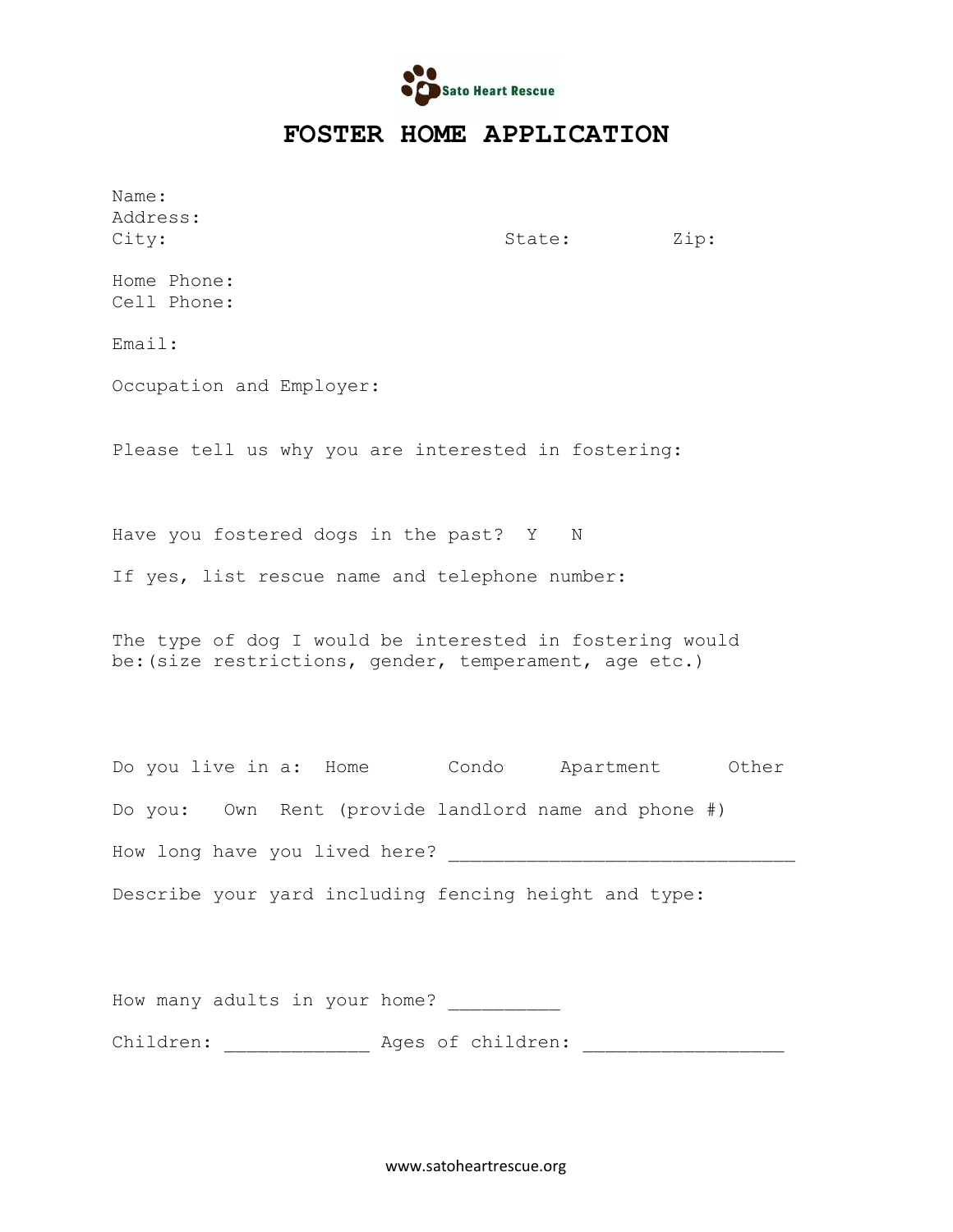Sato Heart Rescue

# FOSTER HOME APPLICATION

Name:
Address:
City: State: Zip:

Home Phone:
Cell Phone:

Email:

Occupation and Employer:

Please tell us why you are interested in fostering:

Have you fostered dogs in the past? Y N

If yes, list rescue name and telephone number:

The type of dog I would be interested in fostering would be:(size restrictions, gender, temperament, age etc.)

Do you live in a: Home Condo Apartment Other

Do you: Own Rent (provide landlord name and phone #)

How long have you lived here? _______________________________

Describe your yard including fencing height and type:

How many adults in your home? __________

Children: _____________ Ages of children: __________________

www.satoheartrescue.org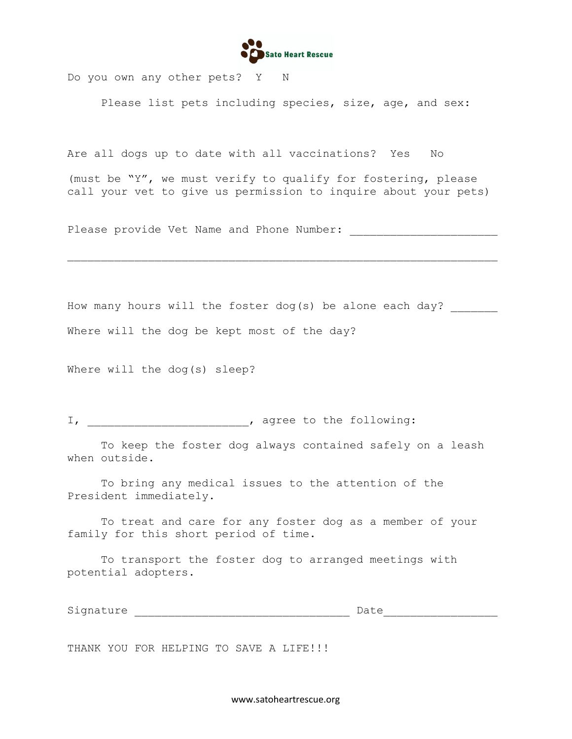Sato Heart Rescue

Do you own any other pets? Y N

Please list pets including species, size, age, and sex:

Are all dogs up to date with all vaccinations? Yes No

(must be "Y", we must verify to qualify for fostering, please call your vet to give us permission to inquire about your pets)

Please provide Vet Name and Phone Number: ______________________

______________________________________________________________

How many hours will the foster dog(s) be alone each day? _______

Where will the dog be kept most of the day?

Where will the dog(s) sleep?

I, ________________________, agree to the following:

To keep the foster dog always contained safely on a leash when outside.

To bring any medical issues to the attention of the President immediately.

To treat and care for any foster dog as a member of your family for this short period of time.

To transport the foster dog to arranged meetings with potential adopters.

Signature ________________________________ Date_________________

THANK YOU FOR HELPING TO SAVE A LIFE!!!

www.satoheartrescue.org